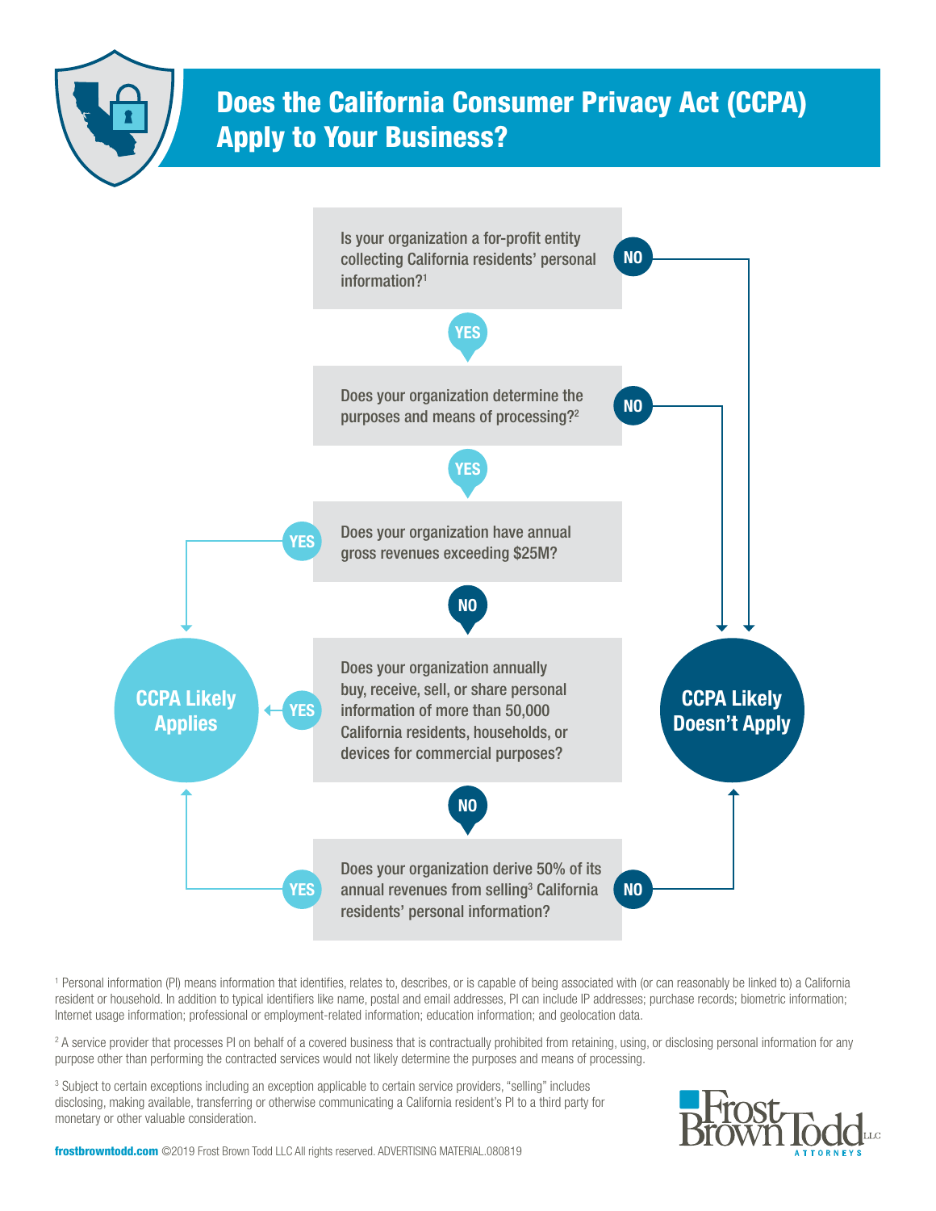# Does the California Consumer Privacy Act (CCPA) Apply to Your Business?

**Is your organization a for-profit entity collecting California residents' personal information?[1]**

- **NO** → CCPA Likely Doesn't Apply
- **YES** ↓

**Does your organization determine the purposes and means of processing?[2]**

- **NO** → CCPA Likely Doesn't Apply
- **YES** ↓

**Does your organization have annual gross revenues exceeding $25M?**

- **YES** → CCPA Likely Applies
- **NO** ↓

**Does your organization annually buy, receive, sell, or share personal information of more than 50,000 California residents, households, or devices for commercial purposes?**

- **YES** → CCPA Likely Applies
- **NO** ↓

**Does your organization derive 50% of its annual revenues from selling[3] California residents' personal information?**

- **YES** → CCPA Likely Applies
- **NO** → CCPA Likely Doesn't Apply

**CCPA Likely Applies**

**CCPA Likely Doesn't Apply**

[1] Personal information (PI) means information that identifies, relates to, describes, or is capable of being associated with (or can reasonably be linked to) a California resident or household. In addition to typical identifiers like name, postal and email addresses, PI can include IP addresses; purchase records; biometric information; Internet usage information; professional or employment-related information; education information; and geolocation data.

[2] A service provider that processes PI on behalf of a covered business that is contractually prohibited from retaining, using, or disclosing personal information for any purpose other than performing the contracted services would not likely determine the purposes and means of processing.

[3] Subject to certain exceptions including an exception applicable to certain service providers, "selling" includes disclosing, making available, transferring or otherwise communicating a California resident's PI to a third party for monetary or other valuable consideration.

Frost Brown Todd LLC ATTORNEYS

**frostbrowntodd.com** ©2019 Frost Brown Todd LLC All rights reserved. ADVERTISING MATERIAL.080819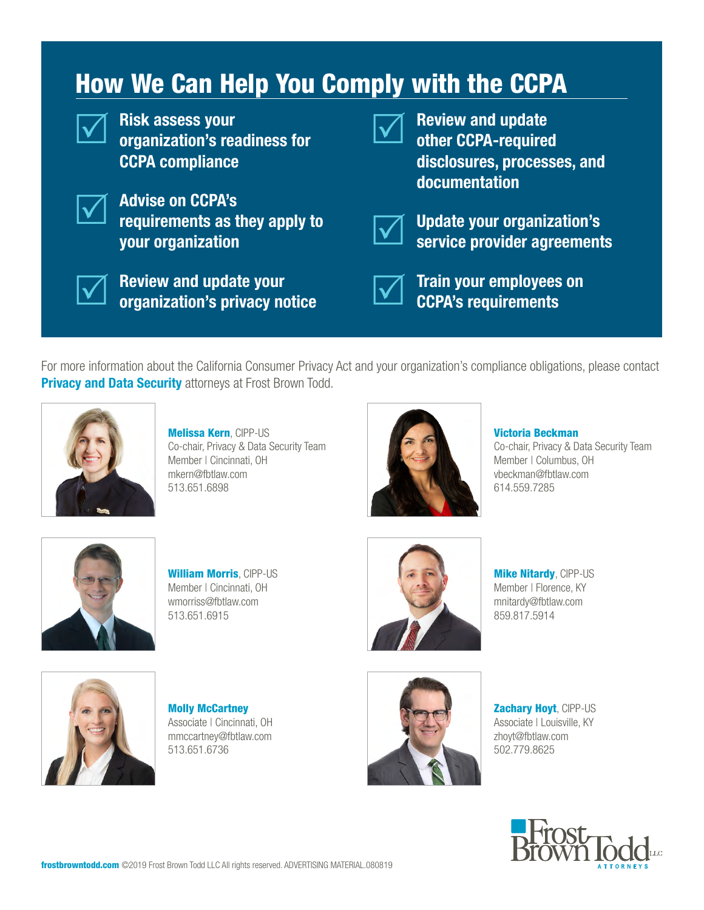## How We Can Help You Comply with the CCPA

- Risk assess your organization's readiness for CCPA compliance
- Advise on CCPA's requirements as they apply to your organization
- Review and update your organization's privacy notice
- Review and update other CCPA-required disclosures, processes, and documentation
- Update your organization's service provider agreements
- Train your employees on CCPA's requirements

For more information about the California Consumer Privacy Act and your organization's compliance obligations, please contact **Privacy and Data Security** attorneys at Frost Brown Todd.

**Melissa Kern**, CIPP-US
Co-chair, Privacy & Data Security Team
Member | Cincinnati, OH
mkern@fbtlaw.com
513.651.6898

**Victoria Beckman**
Co-chair, Privacy & Data Security Team
Member | Columbus, OH
vbeckman@fbtlaw.com
614.559.7285

**William Morris**, CIPP-US
Member | Cincinnati, OH
wmorriss@fbtlaw.com
513.651.6915

**Mike Nitardy**, CIPP-US
Member | Florence, KY
mnitardy@fbtlaw.com
859.817.5914

**Molly McCartney**
Associate | Cincinnati, OH
mmccartney@fbtlaw.com
513.651.6736

**Zachary Hoyt**, CIPP-US
Associate | Louisville, KY
zhoyt@fbtlaw.com
502.779.8625

Frost Brown Todd LLC ATTORNEYS

**frostbrowntodd.com** ©2019 Frost Brown Todd LLC All rights reserved. ADVERTISING MATERIAL.080819